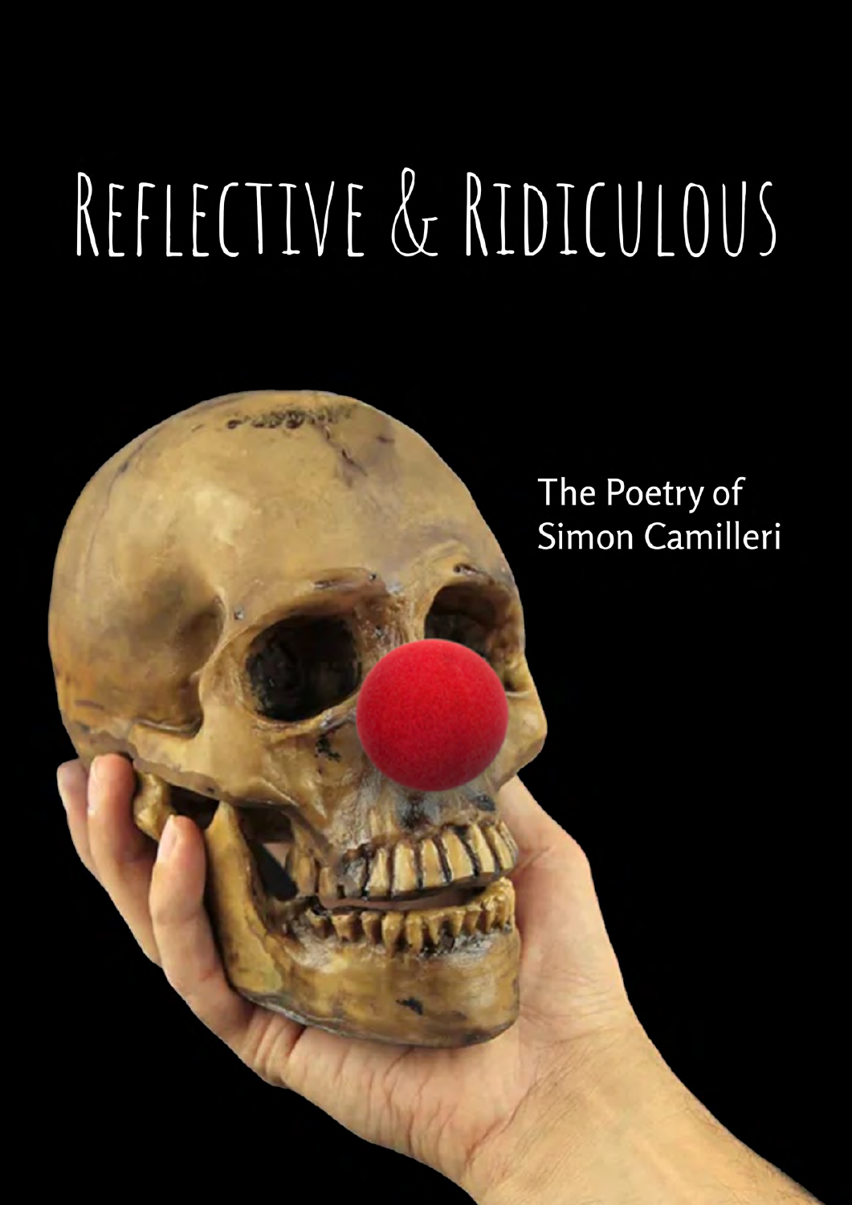# Reflective & Ridiculous

The Poetry of
Simon Camilleri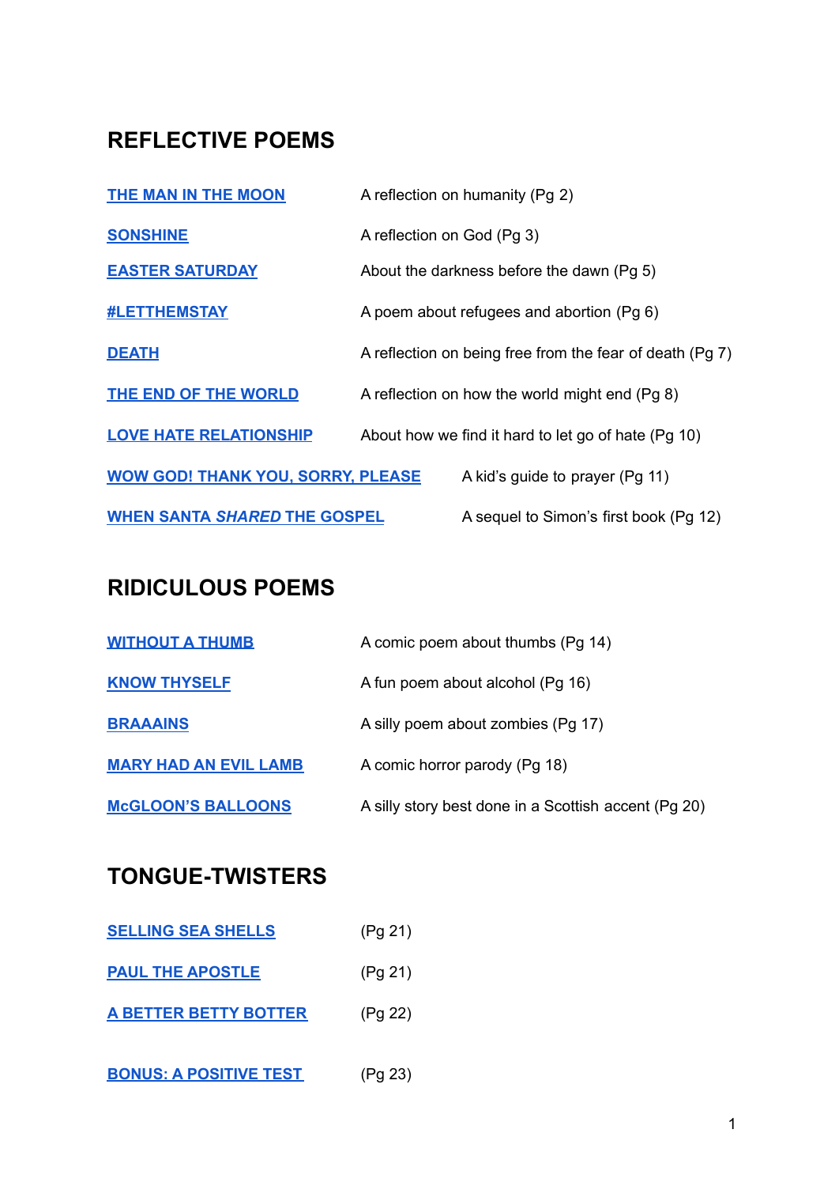## REFLECTIVE POEMS

| | |
|---|---|
| **THE MAN IN THE MOON** | A reflection on humanity (Pg 2) |
| **SONSHINE** | A reflection on God (Pg 3) |
| **EASTER SATURDAY** | About the darkness before the dawn (Pg 5) |
| **#LETTHEMSTAY** | A poem about refugees and abortion (Pg 6) |
| **DEATH** | A reflection on being free from the fear of death (Pg 7) |
| **THE END OF THE WORLD** | A reflection on how the world might end (Pg 8) |
| **LOVE HATE RELATIONSHIP** | About how we find it hard to let go of hate (Pg 10) |
| **WOW GOD! THANK YOU, SORRY, PLEASE** | A kid's guide to prayer (Pg 11) |
| **WHEN SANTA *SHARED* THE GOSPEL** | A sequel to Simon's first book (Pg 12) |

## RIDICULOUS POEMS

| | |
|---|---|
| **WITHOUT A THUMB** | A comic poem about thumbs (Pg 14) |
| **KNOW THYSELF** | A fun poem about alcohol (Pg 16) |
| **BRAAAINS** | A silly poem about zombies (Pg 17) |
| **MARY HAD AN EVIL LAMB** | A comic horror parody (Pg 18) |
| **McGLOON'S BALLOONS** | A silly story best done in a Scottish accent (Pg 20) |

## TONGUE-TWISTERS

| | |
|---|---|
| **SELLING SEA SHELLS** | (Pg 21) |
| **PAUL THE APOSTLE** | (Pg 21) |
| **A BETTER BETTY BOTTER** | (Pg 22) |

| | |
|---|---|
| **BONUS: A POSITIVE TEST** | (Pg 23) |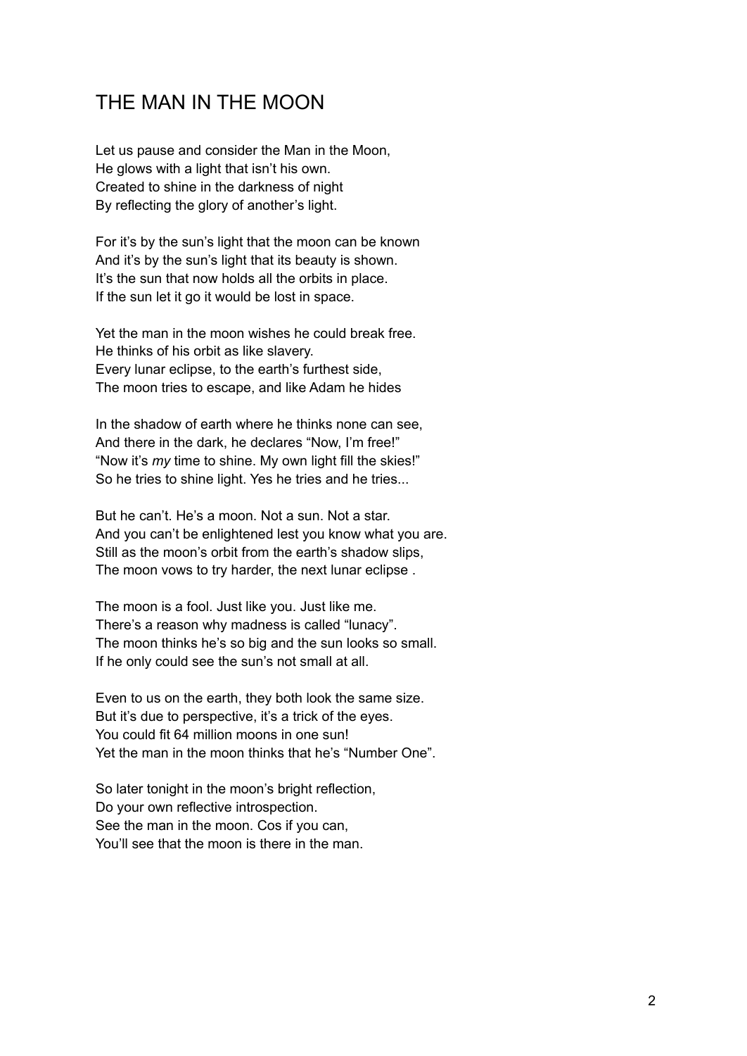# THE MAN IN THE MOON

Let us pause and consider the Man in the Moon,
He glows with a light that isn't his own.
Created to shine in the darkness of night
By reflecting the glory of another's light.

For it's by the sun's light that the moon can be known
And it's by the sun's light that its beauty is shown.
It's the sun that now holds all the orbits in place.
If the sun let it go it would be lost in space.

Yet the man in the moon wishes he could break free.
He thinks of his orbit as like slavery.
Every lunar eclipse, to the earth's furthest side,
The moon tries to escape, and like Adam he hides

In the shadow of earth where he thinks none can see,
And there in the dark, he declares "Now, I'm free!"
"Now it's *my* time to shine. My own light fill the skies!"
So he tries to shine light. Yes he tries and he tries...

But he can't. He's a moon. Not a sun. Not a star.
And you can't be enlightened lest you know what you are.
Still as the moon's orbit from the earth's shadow slips,
The moon vows to try harder, the next lunar eclipse .

The moon is a fool. Just like you. Just like me.
There's a reason why madness is called "lunacy".
The moon thinks he's so big and the sun looks so small.
If he only could see the sun's not small at all.

Even to us on the earth, they both look the same size.
But it's due to perspective, it's a trick of the eyes.
You could fit 64 million moons in one sun!
Yet the man in the moon thinks that he's "Number One".

So later tonight in the moon's bright reflection,
Do your own reflective introspection.
See the man in the moon. Cos if you can,
You'll see that the moon is there in the man.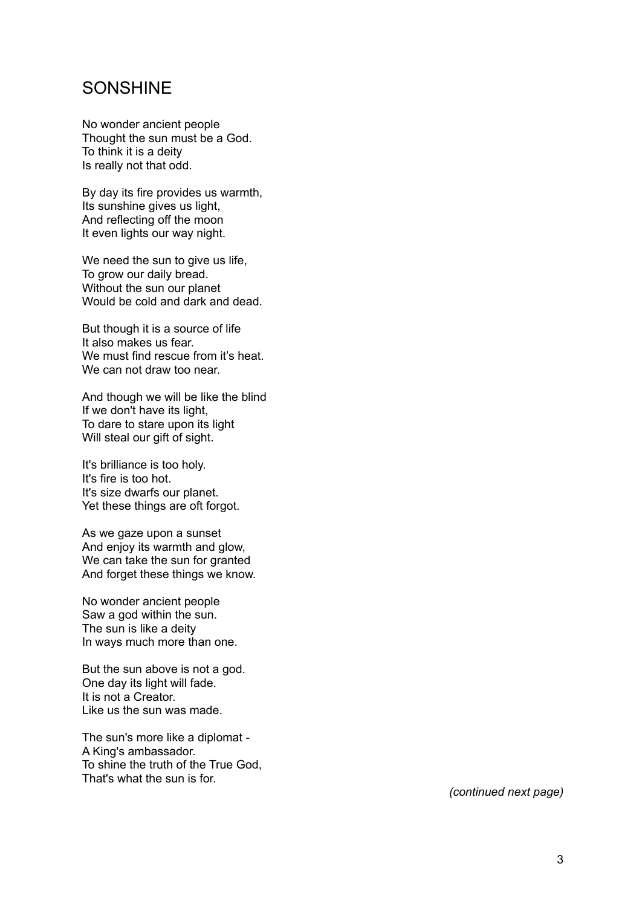## SONSHINE

No wonder ancient people  
Thought the sun must be a God.  
To think it is a deity  
Is really not that odd.

By day its fire provides us warmth,  
Its sunshine gives us light,  
And reflecting off the moon  
It even lights our way night.

We need the sun to give us life,  
To grow our daily bread.  
Without the sun our planet  
Would be cold and dark and dead.

But though it is a source of life  
It also makes us fear.  
We must find rescue from it's heat.  
We can not draw too near.

And though we will be like the blind  
If we don't have its light,  
To dare to stare upon its light  
Will steal our gift of sight.

It's brilliance is too holy.  
It's fire is too hot.  
It's size dwarfs our planet.  
Yet these things are oft forgot.

As we gaze upon a sunset  
And enjoy its warmth and glow,  
We can take the sun for granted  
And forget these things we know.

No wonder ancient people  
Saw a god within the sun.  
The sun is like a deity  
In ways much more than one.

But the sun above is not a god.  
One day its light will fade.  
It is not a Creator.  
Like us the sun was made.

The sun's more like a diplomat -  
A King's ambassador.  
To shine the truth of the True God,  
That's what the sun is for.

*(continued next page)*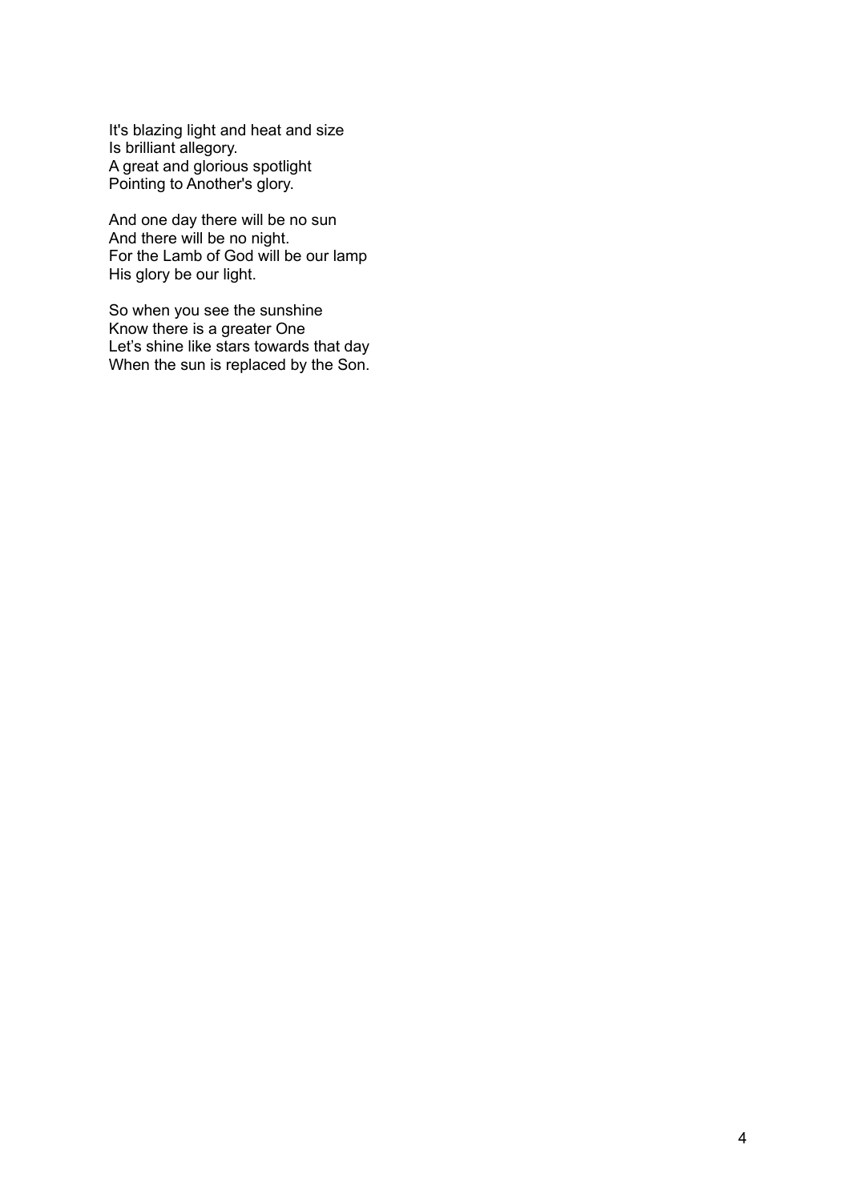It's blazing light and heat and size  
Is brilliant allegory.  
A great and glorious spotlight  
Pointing to Another's glory.

And one day there will be no sun  
And there will be no night.  
For the Lamb of God will be our lamp  
His glory be our light.

So when you see the sunshine  
Know there is a greater One  
Let’s shine like stars towards that day  
When the sun is replaced by the Son.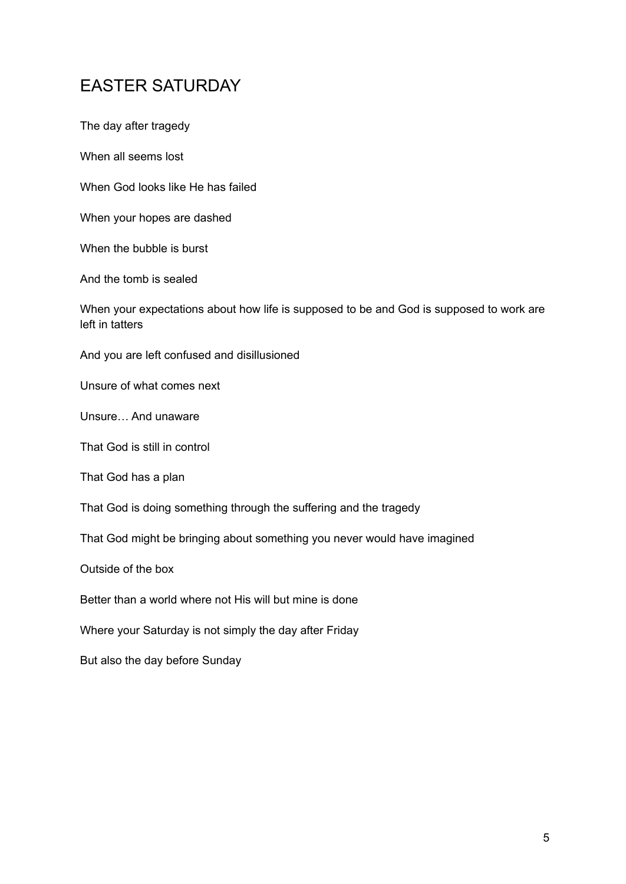# EASTER SATURDAY

The day after tragedy

When all seems lost

When God looks like He has failed

When your hopes are dashed

When the bubble is burst

And the tomb is sealed

When your expectations about how life is supposed to be and God is supposed to work are left in tatters

And you are left confused and disillusioned

Unsure of what comes next

Unsure… And unaware

That God is still in control

That God has a plan

That God is doing something through the suffering and the tragedy

That God might be bringing about something you never would have imagined

Outside of the box

Better than a world where not His will but mine is done

Where your Saturday is not simply the day after Friday

But also the day before Sunday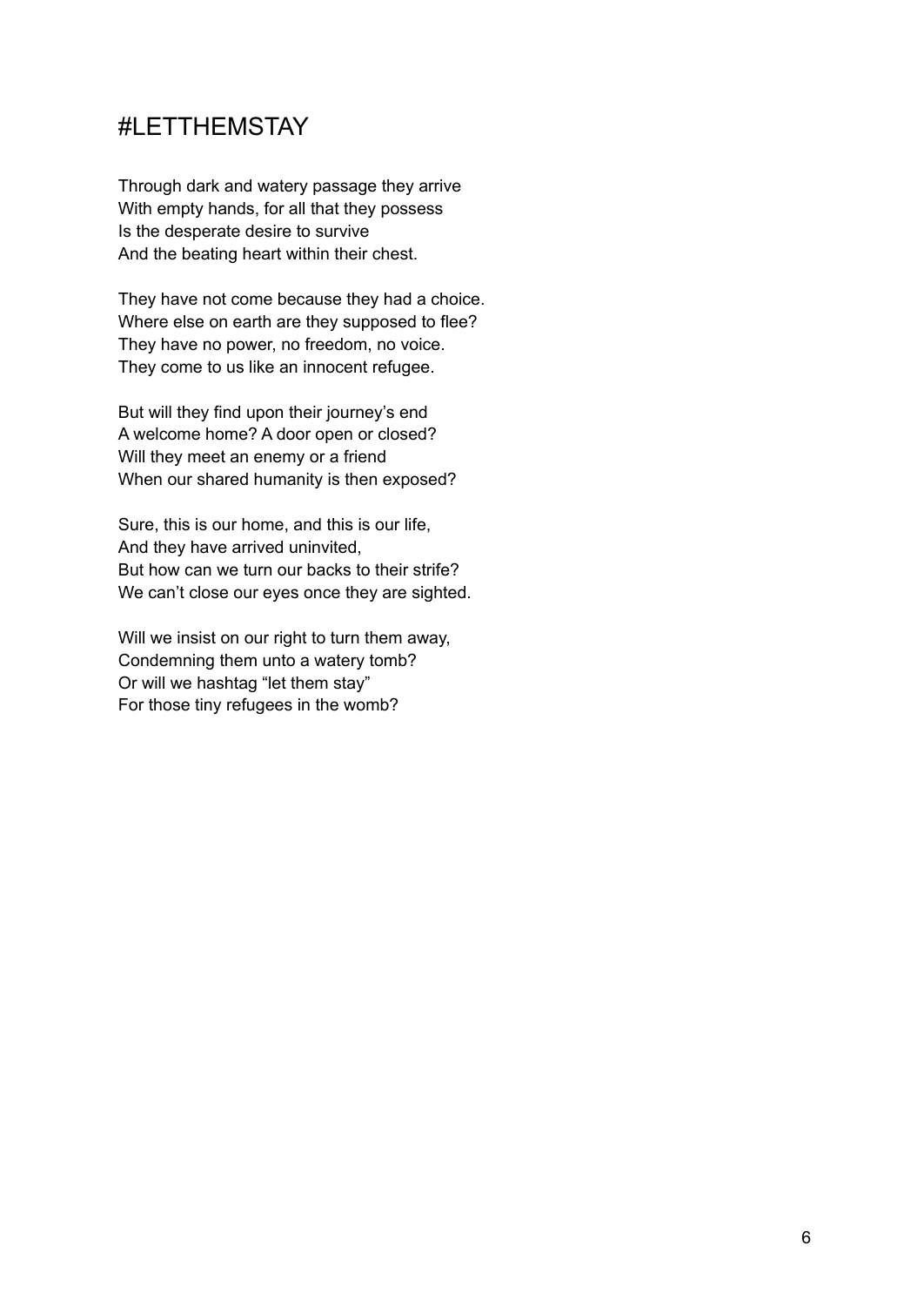# #LETTHEMSTAY

Through dark and watery passage they arrive
With empty hands, for all that they possess
Is the desperate desire to survive
And the beating heart within their chest.

They have not come because they had a choice.
Where else on earth are they supposed to flee?
They have no power, no freedom, no voice.
They come to us like an innocent refugee.

But will they find upon their journey's end
A welcome home? A door open or closed?
Will they meet an enemy or a friend
When our shared humanity is then exposed?

Sure, this is our home, and this is our life,
And they have arrived uninvited,
But how can we turn our backs to their strife?
We can't close our eyes once they are sighted.

Will we insist on our right to turn them away,
Condemning them unto a watery tomb?
Or will we hashtag "let them stay"
For those tiny refugees in the womb?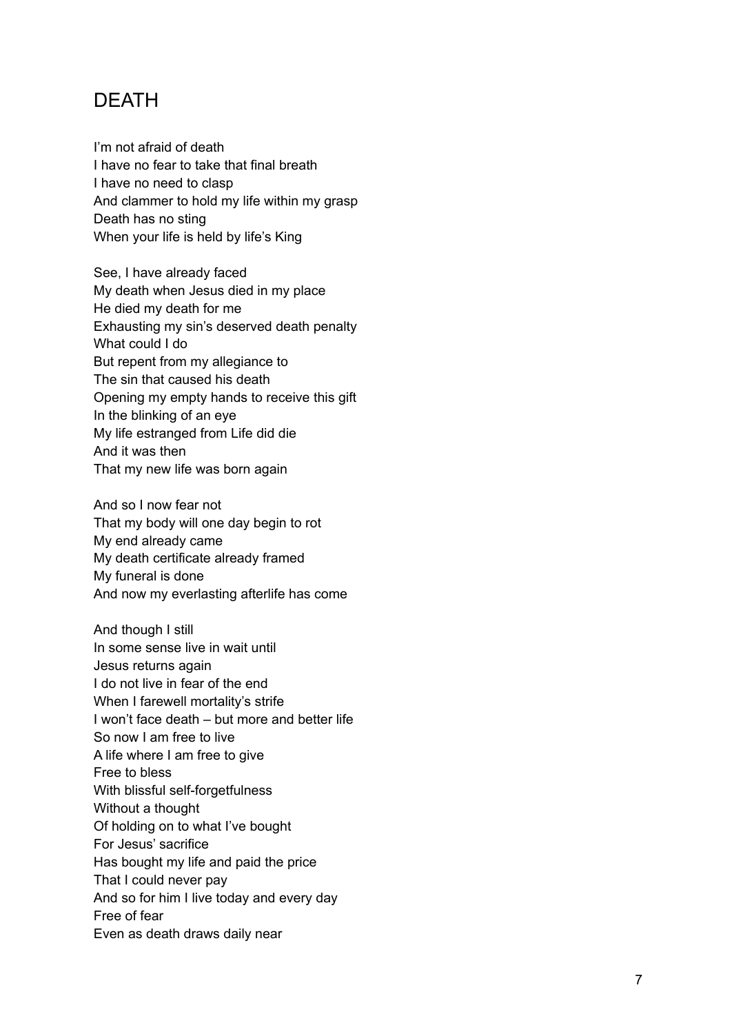# DEATH

I'm not afraid of death  
I have no fear to take that final breath  
I have no need to clasp  
And clammer to hold my life within my grasp  
Death has no sting  
When your life is held by life's King

See, I have already faced  
My death when Jesus died in my place  
He died my death for me  
Exhausting my sin's deserved death penalty  
What could I do  
But repent from my allegiance to  
The sin that caused his death  
Opening my empty hands to receive this gift  
In the blinking of an eye  
My life estranged from Life did die  
And it was then  
That my new life was born again

And so I now fear not  
That my body will one day begin to rot  
My end already came  
My death certificate already framed  
My funeral is done  
And now my everlasting afterlife has come

And though I still  
In some sense live in wait until  
Jesus returns again  
I do not live in fear of the end  
When I farewell mortality's strife  
I won't face death – but more and better life  
So now I am free to live  
A life where I am free to give  
Free to bless  
With blissful self-forgetfulness  
Without a thought  
Of holding on to what I've bought  
For Jesus' sacrifice  
Has bought my life and paid the price  
That I could never pay  
And so for him I live today and every day  
Free of fear  
Even as death draws daily near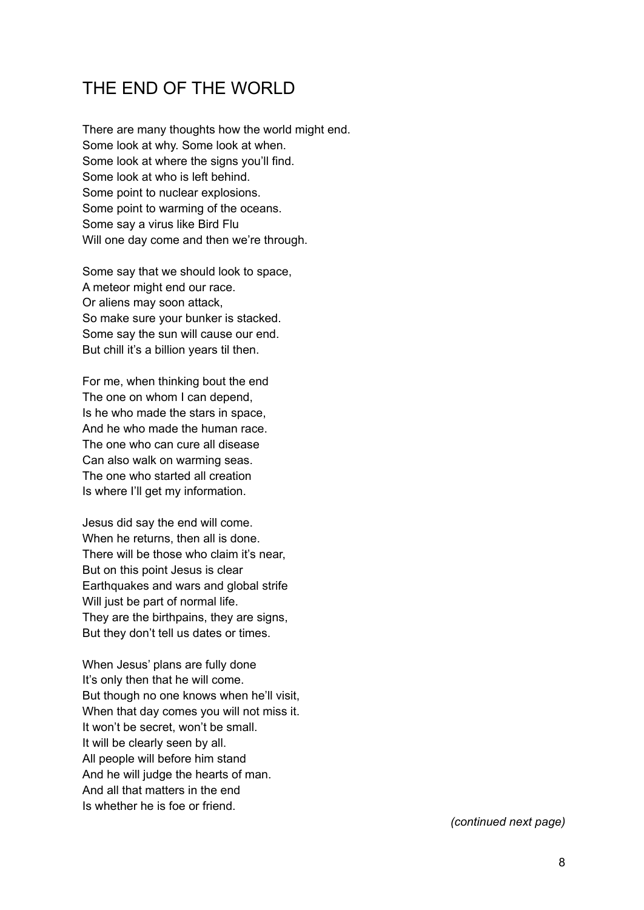# THE END OF THE WORLD

There are many thoughts how the world might end.
Some look at why. Some look at when.
Some look at where the signs you'll find.
Some look at who is left behind.
Some point to nuclear explosions.
Some point to warming of the oceans.
Some say a virus like Bird Flu
Will one day come and then we're through.

Some say that we should look to space,
A meteor might end our race.
Or aliens may soon attack,
So make sure your bunker is stacked.
Some say the sun will cause our end.
But chill it's a billion years til then.

For me, when thinking bout the end
The one on whom I can depend,
Is he who made the stars in space,
And he who made the human race.
The one who can cure all disease
Can also walk on warming seas.
The one who started all creation
Is where I'll get my information.

Jesus did say the end will come.
When he returns, then all is done.
There will be those who claim it's near,
But on this point Jesus is clear
Earthquakes and wars and global strife
Will just be part of normal life.
They are the birthpains, they are signs,
But they don't tell us dates or times.

When Jesus' plans are fully done
It's only then that he will come.
But though no one knows when he'll visit,
When that day comes you will not miss it.
It won't be secret, won't be small.
It will be clearly seen by all.
All people will before him stand
And he will judge the hearts of man.
And all that matters in the end
Is whether he is foe or friend.

*(continued next page)*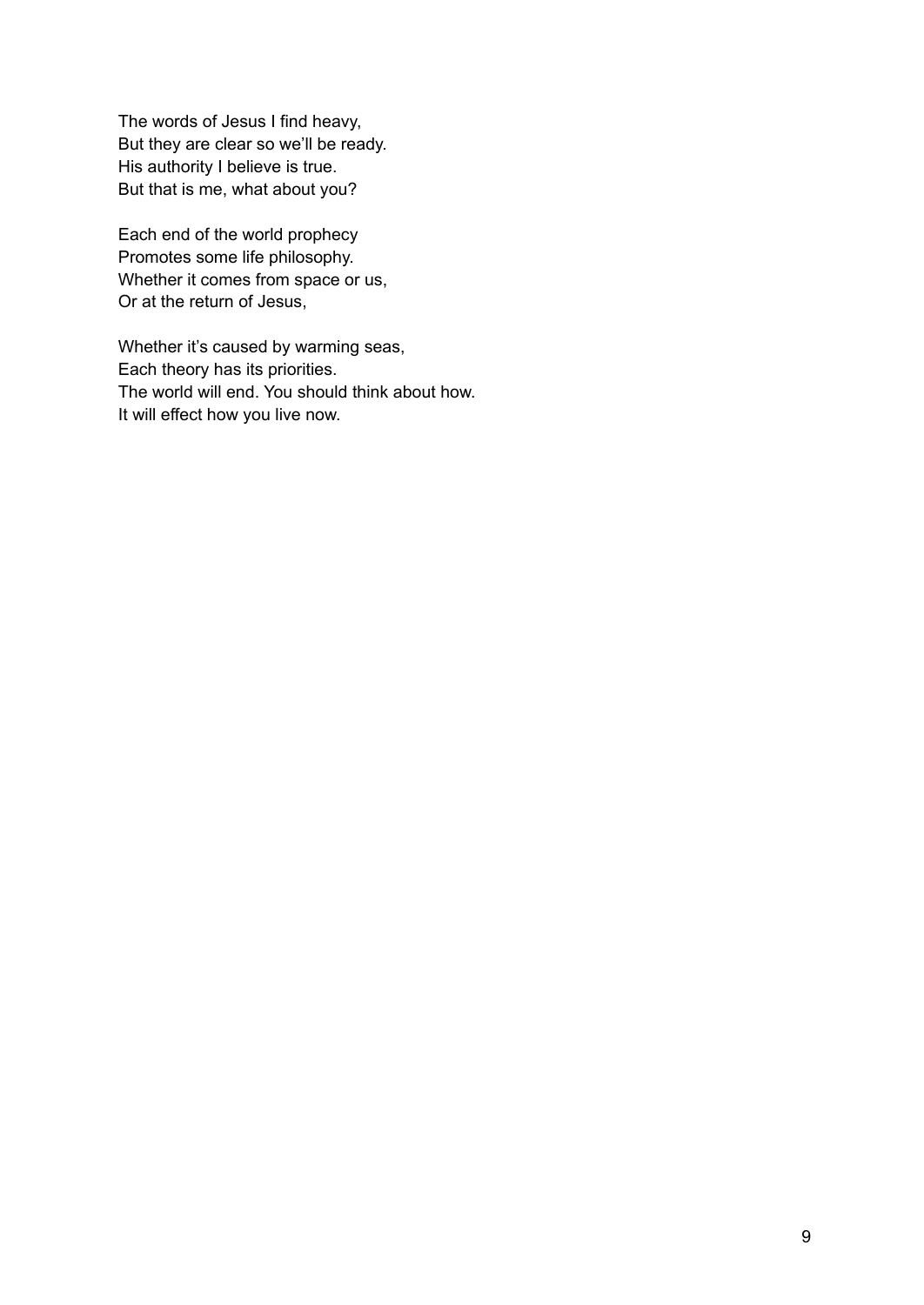The words of Jesus I find heavy,  
But they are clear so we'll be ready.  
His authority I believe is true.  
But that is me, what about you?

Each end of the world prophecy  
Promotes some life philosophy.  
Whether it comes from space or us,  
Or at the return of Jesus,

Whether it's caused by warming seas,  
Each theory has its priorities.  
The world will end. You should think about how.  
It will effect how you live now.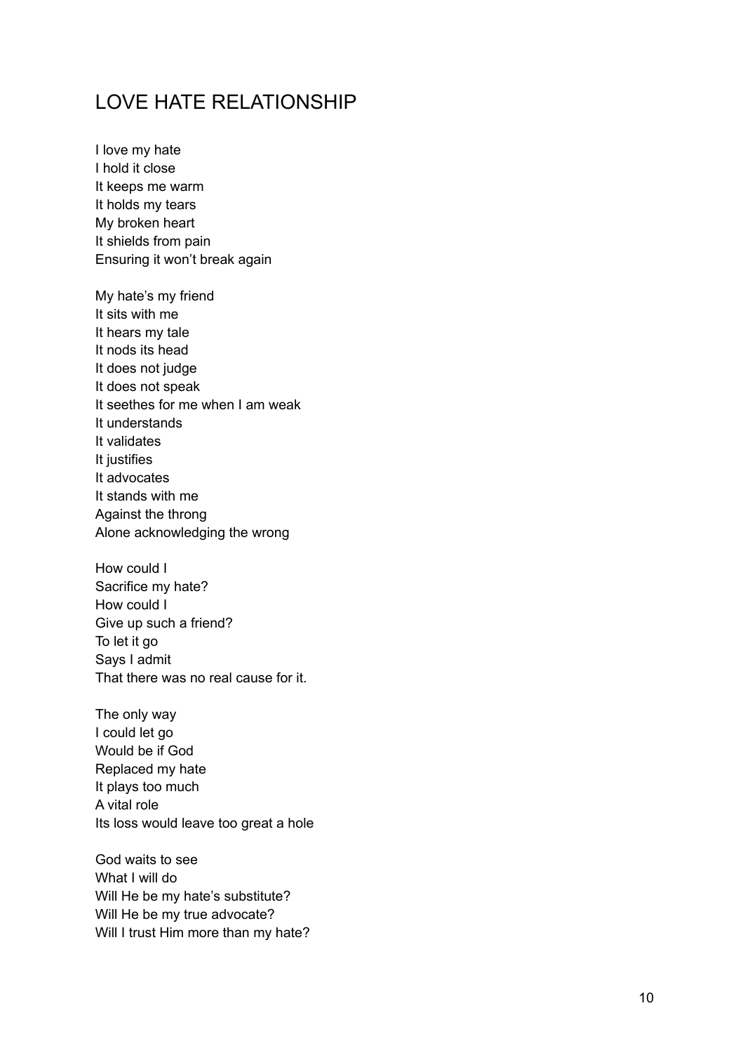# LOVE HATE RELATIONSHIP

I love my hate  
I hold it close  
It keeps me warm  
It holds my tears  
My broken heart  
It shields from pain  
Ensuring it won't break again

My hate's my friend  
It sits with me  
It hears my tale  
It nods its head  
It does not judge  
It does not speak  
It seethes for me when I am weak  
It understands  
It validates  
It justifies  
It advocates  
It stands with me  
Against the throng  
Alone acknowledging the wrong

How could I  
Sacrifice my hate?  
How could I  
Give up such a friend?  
To let it go  
Says I admit  
That there was no real cause for it.

The only way  
I could let go  
Would be if God  
Replaced my hate  
It plays too much  
A vital role  
Its loss would leave too great a hole

God waits to see  
What I will do  
Will He be my hate's substitute?  
Will He be my true advocate?  
Will I trust Him more than my hate?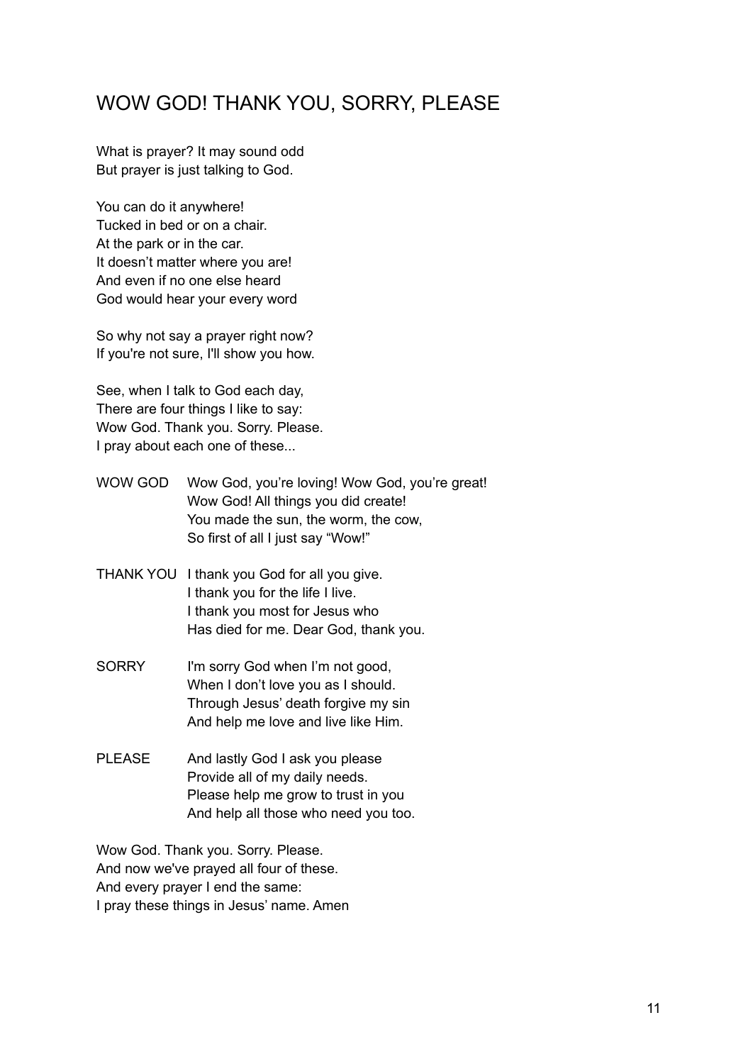# WOW GOD! THANK YOU, SORRY, PLEASE

What is prayer? It may sound odd
But prayer is just talking to God.

You can do it anywhere!
Tucked in bed or on a chair.
At the park or in the car.
It doesn't matter where you are!
And even if no one else heard
God would hear your every word

So why not say a prayer right now?
If you're not sure, I'll show you how.

See, when I talk to God each day,
There are four things I like to say:
Wow God. Thank you. Sorry. Please.
I pray about each one of these...

WOW GOD — Wow God, you're loving! Wow God, you're great!
Wow God! All things you did create!
You made the sun, the worm, the cow,
So first of all I just say "Wow!"

THANK YOU — I thank you God for all you give.
I thank you for the life I live.
I thank you most for Jesus who
Has died for me. Dear God, thank you.

SORRY — I'm sorry God when I'm not good,
When I don't love you as I should.
Through Jesus' death forgive my sin
And help me love and live like Him.

PLEASE — And lastly God I ask you please
Provide all of my daily needs.
Please help me grow to trust in you
And help all those who need you too.

Wow God. Thank you. Sorry. Please.
And now we've prayed all four of these.
And every prayer I end the same:
I pray these things in Jesus' name. Amen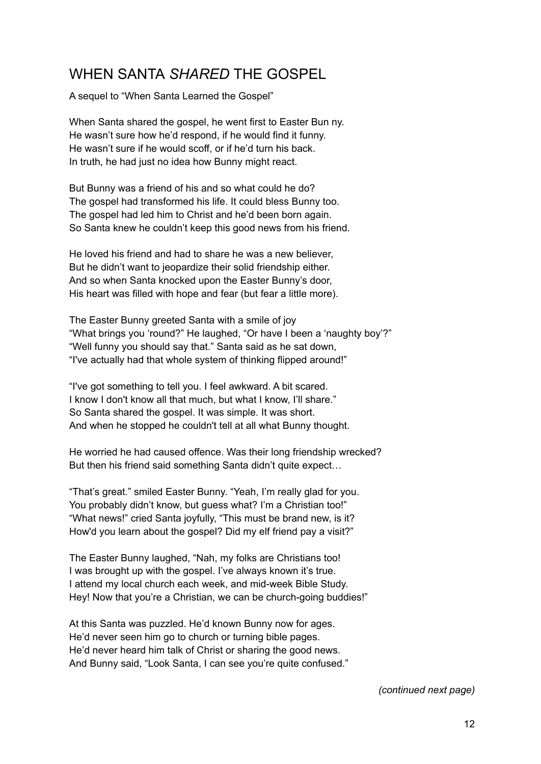# WHEN SANTA *SHARED* THE GOSPEL

A sequel to "When Santa Learned the Gospel"

When Santa shared the gospel, he went first to Easter Bun ny.  
He wasn't sure how he'd respond, if he would find it funny.  
He wasn't sure if he would scoff, or if he'd turn his back.  
In truth, he had just no idea how Bunny might react.

But Bunny was a friend of his and so what could he do?  
The gospel had transformed his life. It could bless Bunny too.  
The gospel had led him to Christ and he'd been born again.  
So Santa knew he couldn't keep this good news from his friend.

He loved his friend and had to share he was a new believer,  
But he didn't want to jeopardize their solid friendship either.  
And so when Santa knocked upon the Easter Bunny's door,  
His heart was filled with hope and fear (but fear a little more).

The Easter Bunny greeted Santa with a smile of joy  
"What brings you 'round?" He laughed, "Or have I been a 'naughty boy'?"  
"Well funny you should say that." Santa said as he sat down,  
"I've actually had that whole system of thinking flipped around!"

"I've got something to tell you. I feel awkward. A bit scared.  
I know I don't know all that much, but what I know, I'll share."  
So Santa shared the gospel. It was simple. It was short.  
And when he stopped he couldn't tell at all what Bunny thought.

He worried he had caused offence. Was their long friendship wrecked?  
But then his friend said something Santa didn't quite expect…

"That's great." smiled Easter Bunny. "Yeah, I'm really glad for you.  
You probably didn't know, but guess what? I'm a Christian too!"  
"What news!" cried Santa joyfully, "This must be brand new, is it?  
How'd you learn about the gospel? Did my elf friend pay a visit?"

The Easter Bunny laughed, "Nah, my folks are Christians too!  
I was brought up with the gospel. I've always known it's true.  
I attend my local church each week, and mid-week Bible Study.  
Hey! Now that you're a Christian, we can be church-going buddies!"

At this Santa was puzzled. He'd known Bunny now for ages.  
He'd never seen him go to church or turning bible pages.  
He'd never heard him talk of Christ or sharing the good news.  
And Bunny said, "Look Santa, I can see you're quite confused."

*(continued next page)*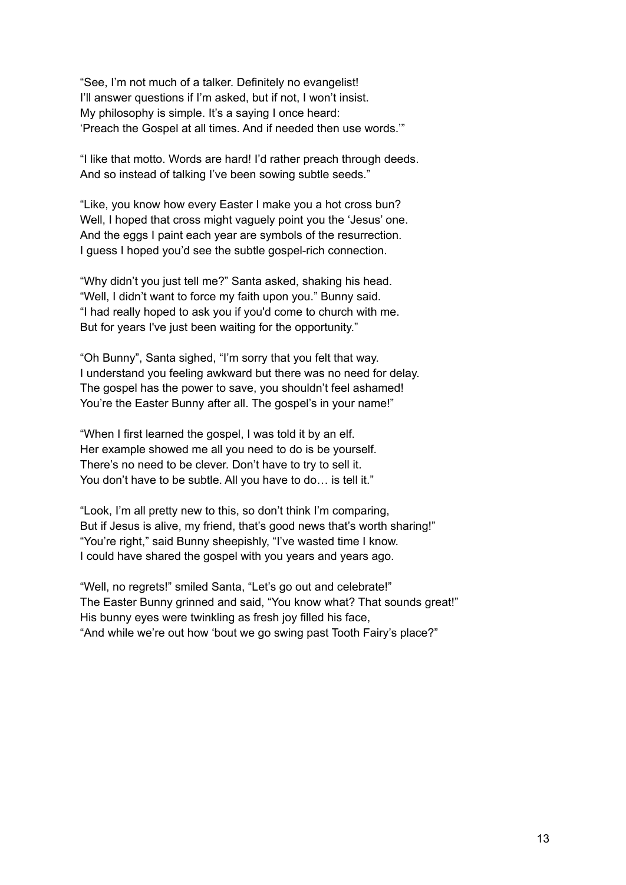"See, I'm not much of a talker. Definitely no evangelist!
I'll answer questions if I'm asked, but if not, I won't insist.
My philosophy is simple. It's a saying I once heard:
'Preach the Gospel at all times. And if needed then use words.'"

"I like that motto. Words are hard! I'd rather preach through deeds.
And so instead of talking I've been sowing subtle seeds."

"Like, you know how every Easter I make you a hot cross bun?
Well, I hoped that cross might vaguely point you the 'Jesus' one.
And the eggs I paint each year are symbols of the resurrection.
I guess I hoped you'd see the subtle gospel-rich connection.

"Why didn't you just tell me?" Santa asked, shaking his head.
"Well, I didn't want to force my faith upon you." Bunny said.
"I had really hoped to ask you if you'd come to church with me.
But for years I've just been waiting for the opportunity."

"Oh Bunny", Santa sighed, "I'm sorry that you felt that way.
I understand you feeling awkward but there was no need for delay.
The gospel has the power to save, you shouldn't feel ashamed!
You're the Easter Bunny after all. The gospel's in your name!"

"When I first learned the gospel, I was told it by an elf.
Her example showed me all you need to do is be yourself.
There's no need to be clever. Don't have to try to sell it.
You don't have to be subtle. All you have to do… is tell it."

"Look, I'm all pretty new to this, so don't think I'm comparing,
But if Jesus is alive, my friend, that's good news that's worth sharing!"
"You're right," said Bunny sheepishly, "I've wasted time I know.
I could have shared the gospel with you years and years ago.

"Well, no regrets!" smiled Santa, "Let's go out and celebrate!"
The Easter Bunny grinned and said, "You know what? That sounds great!"
His bunny eyes were twinkling as fresh joy filled his face,
"And while we're out how 'bout we go swing past Tooth Fairy's place?"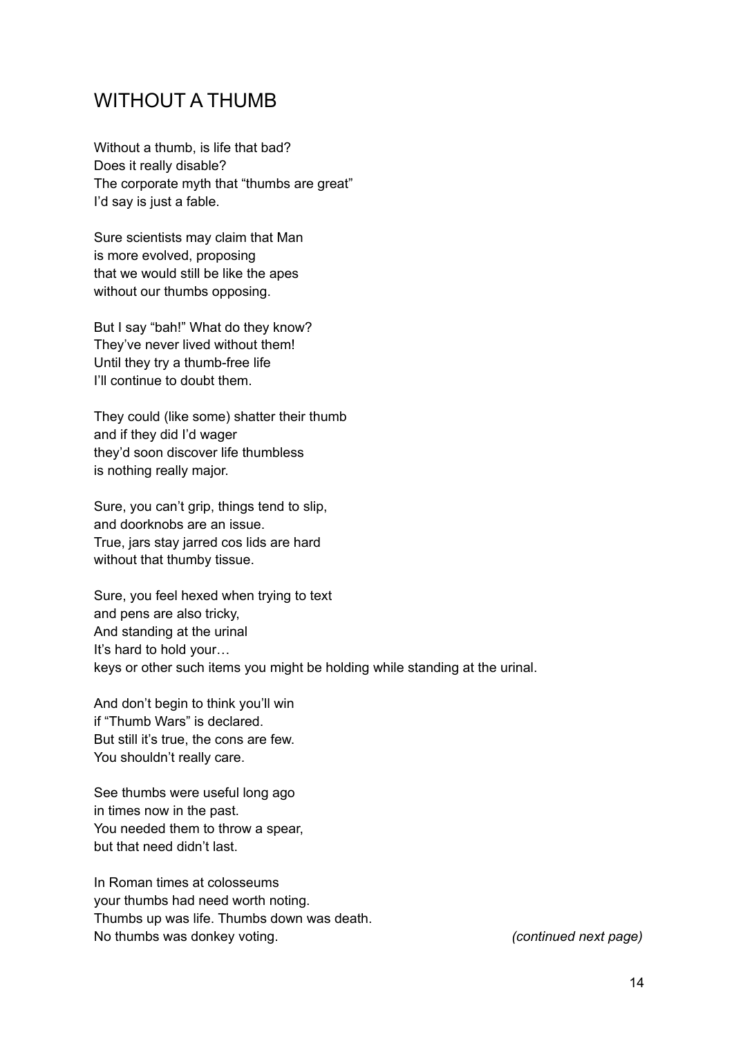## WITHOUT A THUMB

Without a thumb, is life that bad?
Does it really disable?
The corporate myth that "thumbs are great"
I'd say is just a fable.

Sure scientists may claim that Man
is more evolved, proposing
that we would still be like the apes
without our thumbs opposing.

But I say "bah!" What do they know?
They've never lived without them!
Until they try a thumb-free life
I'll continue to doubt them.

They could (like some) shatter their thumb
and if they did I'd wager
they'd soon discover life thumbless
is nothing really major.

Sure, you can't grip, things tend to slip,
and doorknobs are an issue.
True, jars stay jarred cos lids are hard
without that thumby tissue.

Sure, you feel hexed when trying to text
and pens are also tricky,
And standing at the urinal
It's hard to hold your…
keys or other such items you might be holding while standing at the urinal.

And don't begin to think you'll win
if "Thumb Wars" is declared.
But still it's true, the cons are few.
You shouldn't really care.

See thumbs were useful long ago
in times now in the past.
You needed them to throw a spear,
but that need didn't last.

In Roman times at colosseums
your thumbs had need worth noting.
Thumbs up was life. Thumbs down was death.
No thumbs was donkey voting.

*(continued next page)*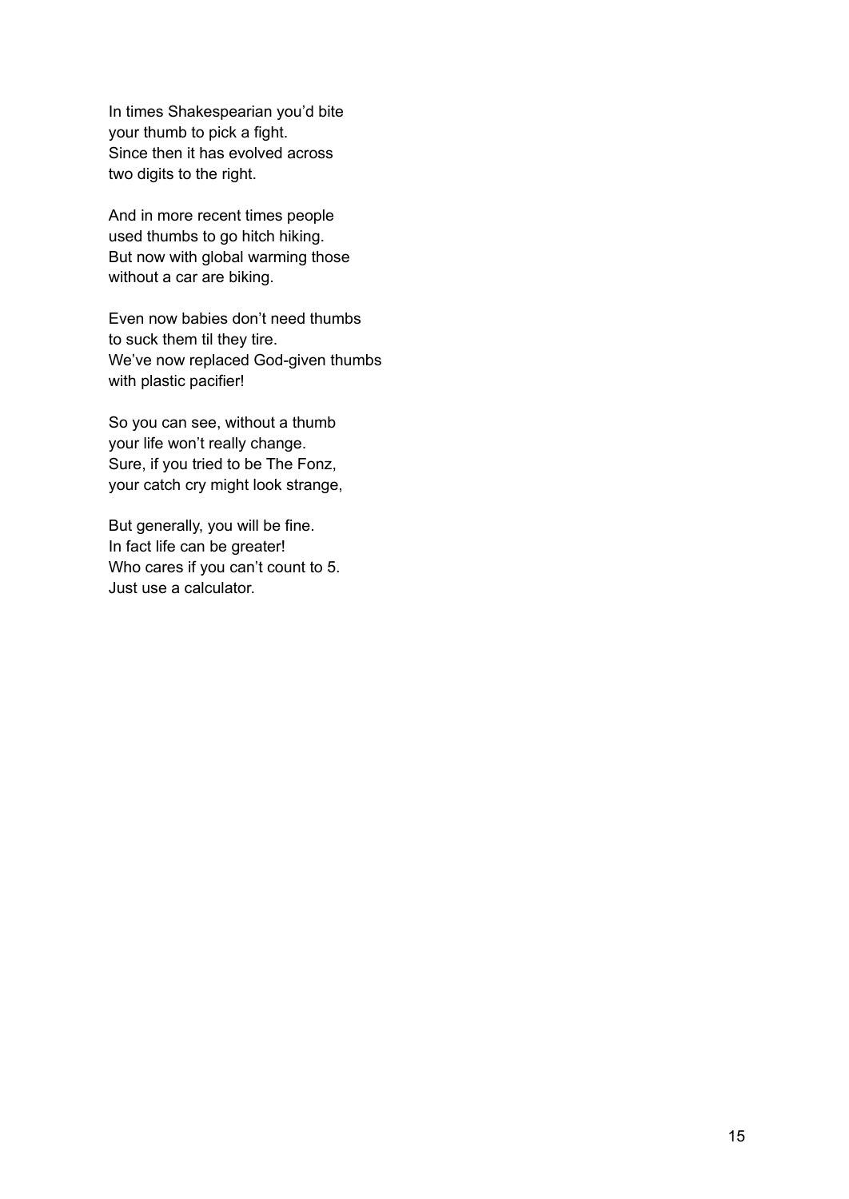In times Shakespearian you'd bite
your thumb to pick a fight.
Since then it has evolved across
two digits to the right.

And in more recent times people
used thumbs to go hitch hiking.
But now with global warming those
without a car are biking.

Even now babies don't need thumbs
to suck them til they tire.
We've now replaced God-given thumbs
with plastic pacifier!

So you can see, without a thumb
your life won't really change.
Sure, if you tried to be The Fonz,
your catch cry might look strange,

But generally, you will be fine.
In fact life can be greater!
Who cares if you can't count to 5.
Just use a calculator.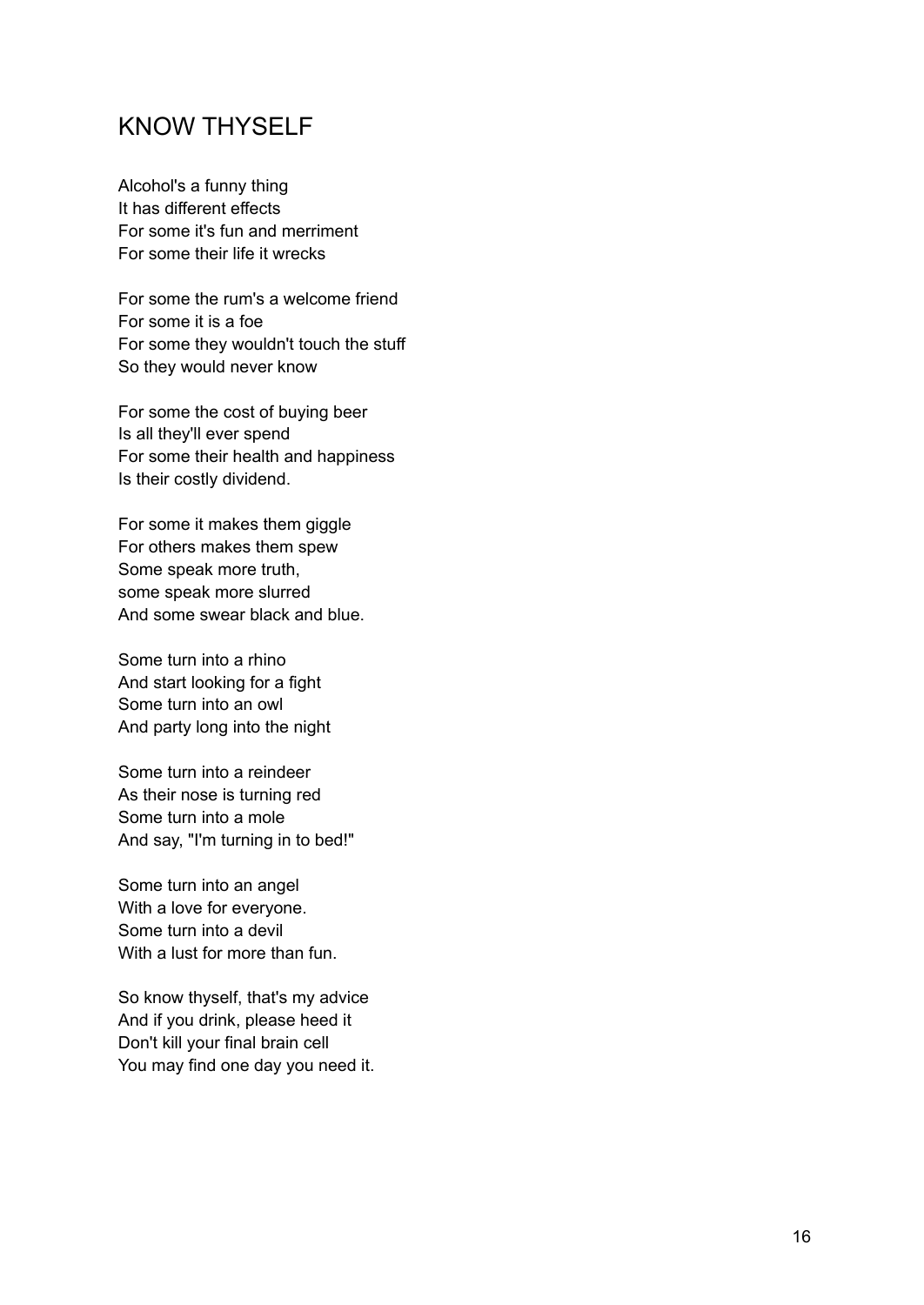# KNOW THYSELF

Alcohol's a funny thing  
It has different effects  
For some it's fun and merriment  
For some their life it wrecks

For some the rum's a welcome friend  
For some it is a foe  
For some they wouldn't touch the stuff  
So they would never know

For some the cost of buying beer  
Is all they'll ever spend  
For some their health and happiness  
Is their costly dividend.

For some it makes them giggle  
For others makes them spew  
Some speak more truth,  
some speak more slurred  
And some swear black and blue.

Some turn into a rhino  
And start looking for a fight  
Some turn into an owl  
And party long into the night

Some turn into a reindeer  
As their nose is turning red  
Some turn into a mole  
And say, "I'm turning in to bed!"

Some turn into an angel  
With a love for everyone.  
Some turn into a devil  
With a lust for more than fun.

So know thyself, that's my advice  
And if you drink, please heed it  
Don't kill your final brain cell  
You may find one day you need it.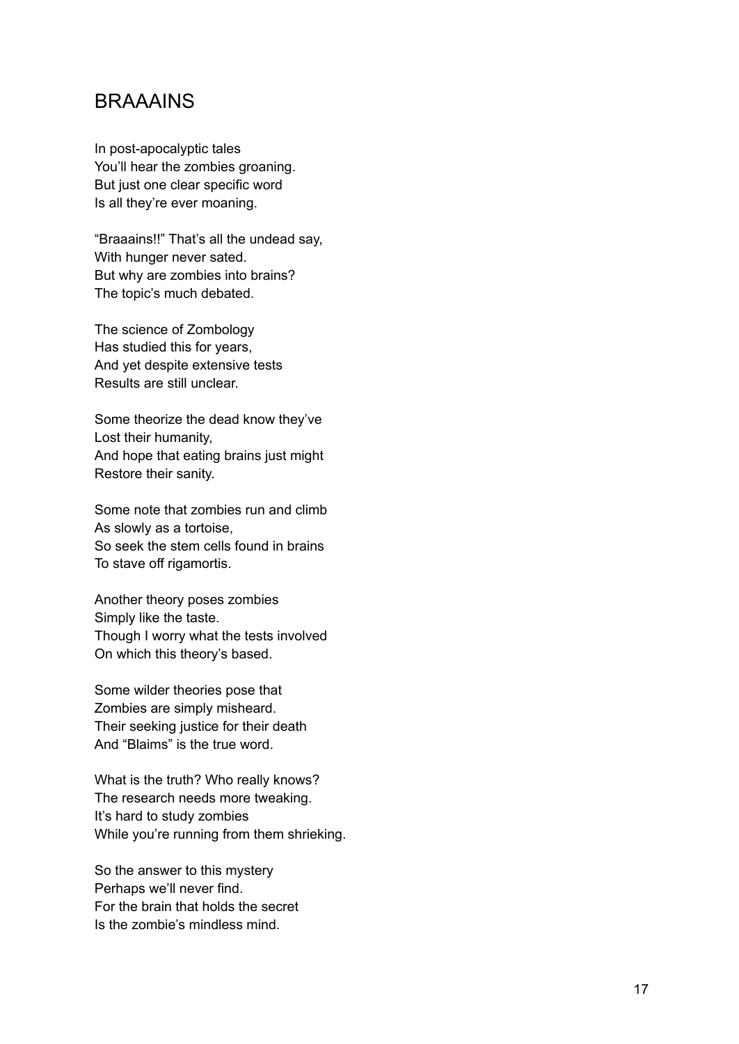# BRAAAINS

In post-apocalyptic tales
You'll hear the zombies groaning.
But just one clear specific word
Is all they're ever moaning.

"Braaains!!" That's all the undead say,
With hunger never sated.
But why are zombies into brains?
The topic's much debated.

The science of Zombology
Has studied this for years,
And yet despite extensive tests
Results are still unclear.

Some theorize the dead know they've
Lost their humanity,
And hope that eating brains just might
Restore their sanity.

Some note that zombies run and climb
As slowly as a tortoise,
So seek the stem cells found in brains
To stave off rigamortis.

Another theory poses zombies
Simply like the taste.
Though I worry what the tests involved
On which this theory's based.

Some wilder theories pose that
Zombies are simply misheard.
Their seeking justice for their death
And "Blaims" is the true word.

What is the truth? Who really knows?
The research needs more tweaking.
It's hard to study zombies
While you're running from them shrieking.

So the answer to this mystery
Perhaps we'll never find.
For the brain that holds the secret
Is the zombie's mindless mind.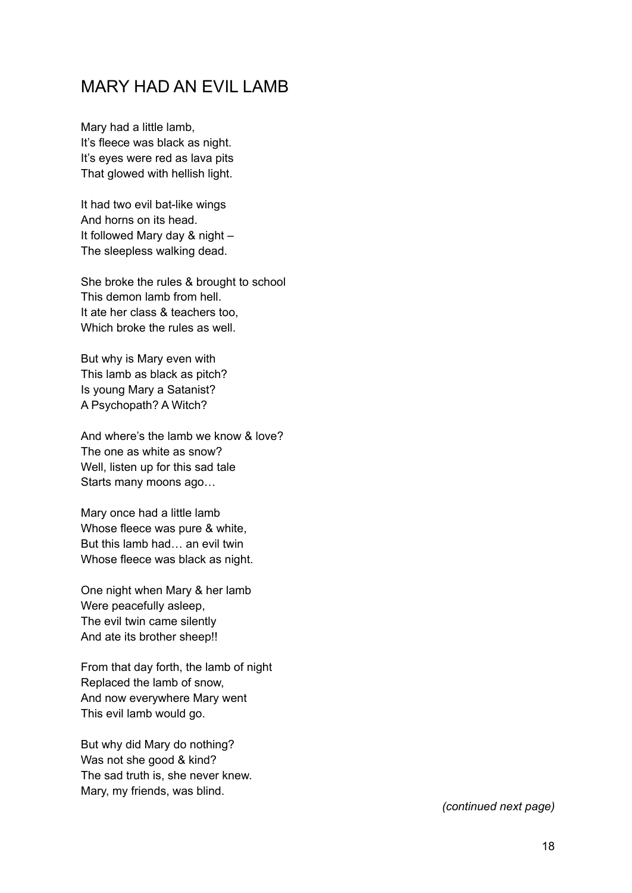# MARY HAD AN EVIL LAMB

Mary had a little lamb,  
It's fleece was black as night.  
It's eyes were red as lava pits  
That glowed with hellish light.

It had two evil bat-like wings  
And horns on its head.  
It followed Mary day & night –  
The sleepless walking dead.

She broke the rules & brought to school  
This demon lamb from hell.  
It ate her class & teachers too,  
Which broke the rules as well.

But why is Mary even with  
This lamb as black as pitch?  
Is young Mary a Satanist?  
A Psychopath? A Witch?

And where's the lamb we know & love?  
The one as white as snow?  
Well, listen up for this sad tale  
Starts many moons ago…

Mary once had a little lamb  
Whose fleece was pure & white,  
But this lamb had… an evil twin  
Whose fleece was black as night.

One night when Mary & her lamb  
Were peacefully asleep,  
The evil twin came silently  
And ate its brother sheep!!

From that day forth, the lamb of night  
Replaced the lamb of snow,  
And now everywhere Mary went  
This evil lamb would go.

But why did Mary do nothing?  
Was not she good & kind?  
The sad truth is, she never knew.  
Mary, my friends, was blind.

*(continued next page)*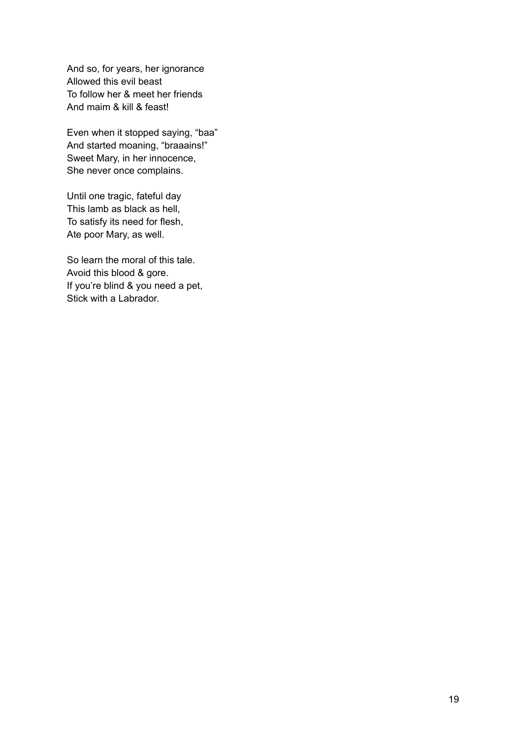And so, for years, her ignorance
Allowed this evil beast
To follow her & meet her friends
And maim & kill & feast!

Even when it stopped saying, “baa”
And started moaning, “braaains!”
Sweet Mary, in her innocence,
She never once complains.

Until one tragic, fateful day
This lamb as black as hell,
To satisfy its need for flesh,
Ate poor Mary, as well.

So learn the moral of this tale.
Avoid this blood & gore.
If you’re blind & you need a pet,
Stick with a Labrador.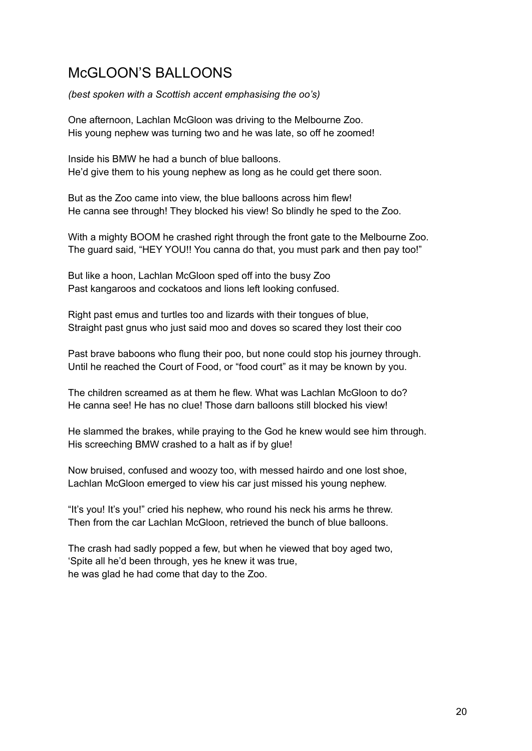# McGLOON'S BALLOONS

*(best spoken with a Scottish accent emphasising the oo's)*

One afternoon, Lachlan McGloon was driving to the Melbourne Zoo.
His young nephew was turning two and he was late, so off he zoomed!

Inside his BMW he had a bunch of blue balloons.
He'd give them to his young nephew as long as he could get there soon.

But as the Zoo came into view, the blue balloons across him flew!
He canna see through! They blocked his view! So blindly he sped to the Zoo.

With a mighty BOOM he crashed right through the front gate to the Melbourne Zoo.
The guard said, "HEY YOU!! You canna do that, you must park and then pay too!"

But like a hoon, Lachlan McGloon sped off into the busy Zoo
Past kangaroos and cockatoos and lions left looking confused.

Right past emus and turtles too and lizards with their tongues of blue,
Straight past gnus who just said moo and doves so scared they lost their coo

Past brave baboons who flung their poo, but none could stop his journey through.
Until he reached the Court of Food, or "food court" as it may be known by you.

The children screamed as at them he flew. What was Lachlan McGloon to do?
He canna see! He has no clue! Those darn balloons still blocked his view!

He slammed the brakes, while praying to the God he knew would see him through.
His screeching BMW crashed to a halt as if by glue!

Now bruised, confused and woozy too, with messed hairdo and one lost shoe,
Lachlan McGloon emerged to view his car just missed his young nephew.

"It's you! It's you!" cried his nephew, who round his neck his arms he threw.
Then from the car Lachlan McGloon, retrieved the bunch of blue balloons.

The crash had sadly popped a few, but when he viewed that boy aged two,
'Spite all he'd been through, yes he knew it was true,
he was glad he had come that day to the Zoo.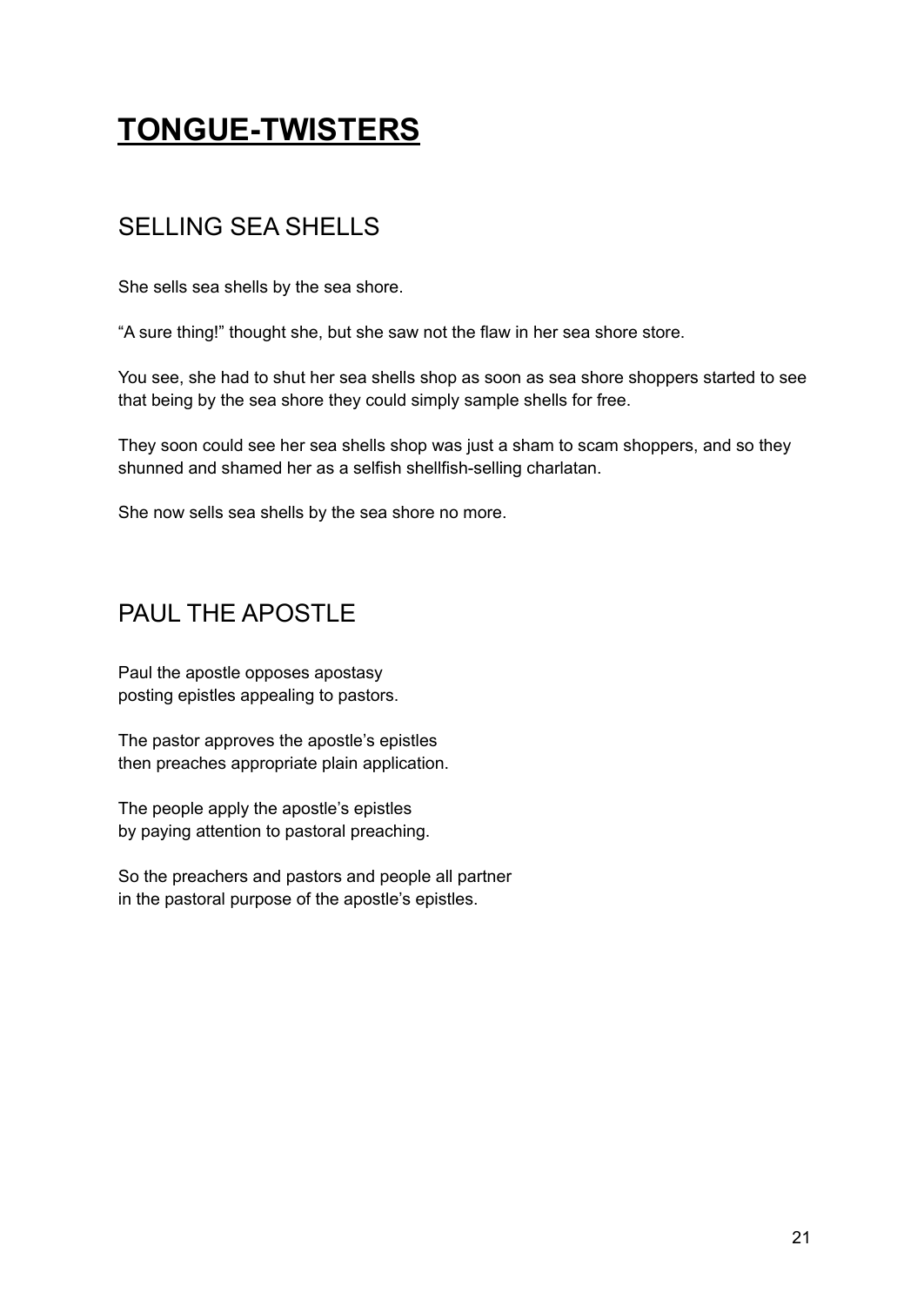# TONGUE-TWISTERS

## SELLING SEA SHELLS

She sells sea shells by the sea shore.

“A sure thing!” thought she, but she saw not the flaw in her sea shore store.

You see, she had to shut her sea shells shop as soon as sea shore shoppers started to see that being by the sea shore they could simply sample shells for free.

They soon could see her sea shells shop was just a sham to scam shoppers, and so they shunned and shamed her as a selfish shellfish-selling charlatan.

She now sells sea shells by the sea shore no more.

## PAUL THE APOSTLE

Paul the apostle opposes apostasy
posting epistles appealing to pastors.

The pastor approves the apostle’s epistles
then preaches appropriate plain application.

The people apply the apostle’s epistles
by paying attention to pastoral preaching.

So the preachers and pastors and people all partner
in the pastoral purpose of the apostle’s epistles.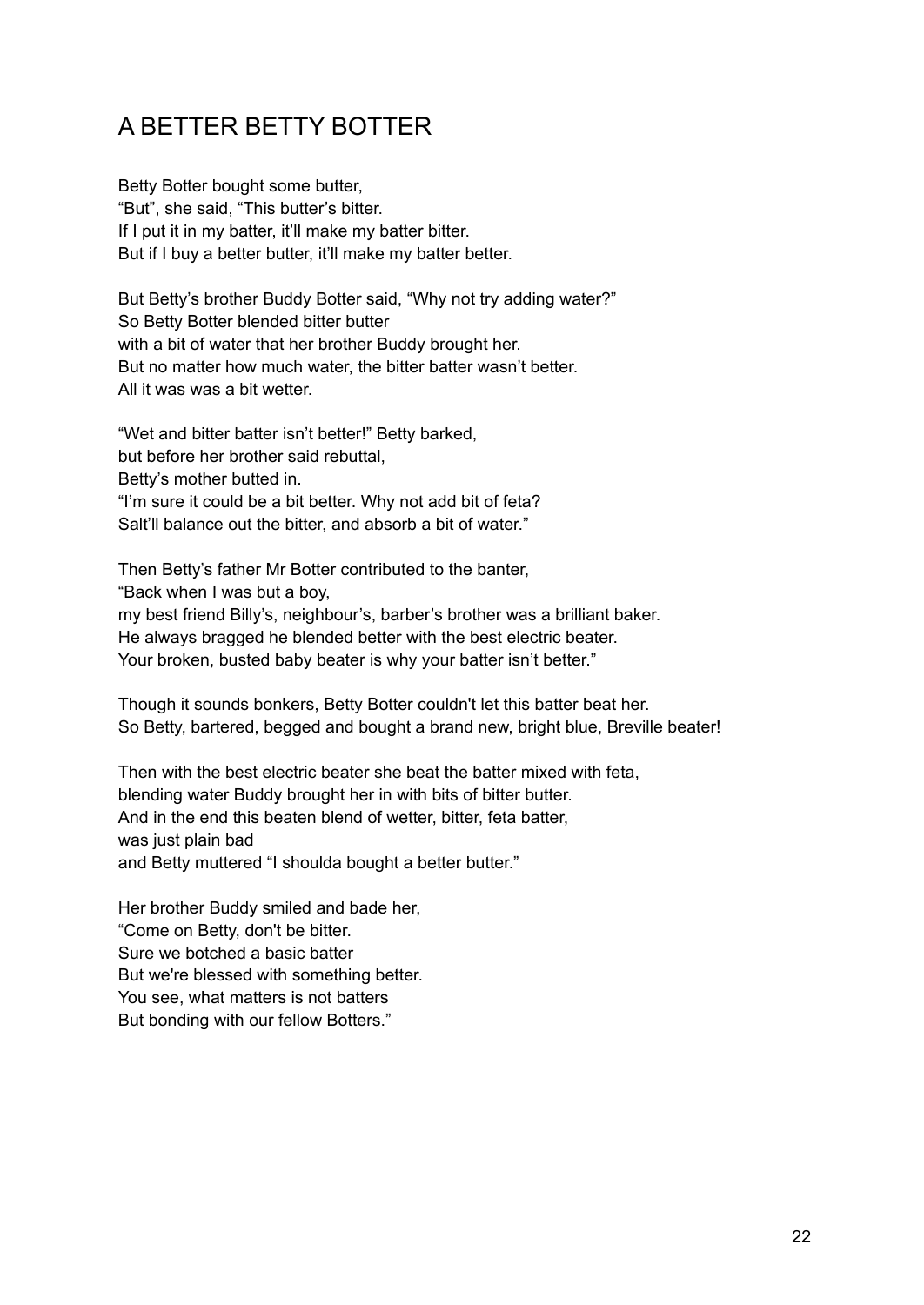# A BETTER BETTY BOTTER

Betty Botter bought some butter,
"But", she said, "This butter's bitter.
If I put it in my batter, it'll make my batter bitter.
But if I buy a better butter, it'll make my batter better.

But Betty's brother Buddy Botter said, "Why not try adding water?"
So Betty Botter blended bitter butter
with a bit of water that her brother Buddy brought her.
But no matter how much water, the bitter batter wasn't better.
All it was was a bit wetter.

"Wet and bitter batter isn't better!" Betty barked,
but before her brother said rebuttal,
Betty's mother butted in.
"I'm sure it could be a bit better. Why not add bit of feta?
Salt'll balance out the bitter, and absorb a bit of water."

Then Betty's father Mr Botter contributed to the banter,
"Back when I was but a boy,
my best friend Billy's, neighbour's, barber's brother was a brilliant baker.
He always bragged he blended better with the best electric beater.
Your broken, busted baby beater is why your batter isn't better."

Though it sounds bonkers, Betty Botter couldn't let this batter beat her.
So Betty, bartered, begged and bought a brand new, bright blue, Breville beater!

Then with the best electric beater she beat the batter mixed with feta,
blending water Buddy brought her in with bits of bitter butter.
And in the end this beaten blend of wetter, bitter, feta batter,
was just plain bad
and Betty muttered "I shoulda bought a better butter."

Her brother Buddy smiled and bade her,
"Come on Betty, don't be bitter.
Sure we botched a basic batter
But we're blessed with something better.
You see, what matters is not batters
But bonding with our fellow Botters."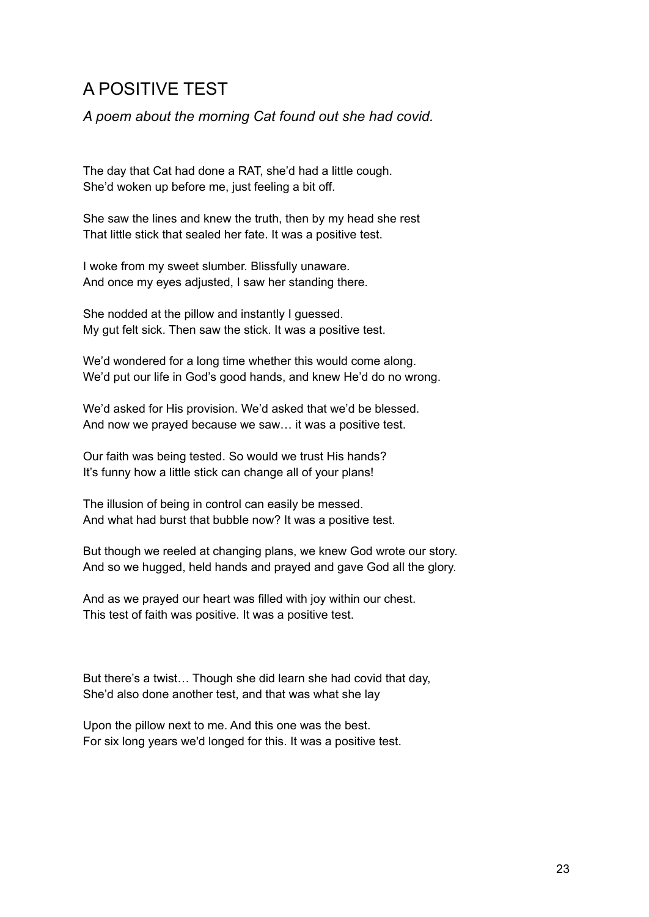# A POSITIVE TEST

*A poem about the morning Cat found out she had covid.*

The day that Cat had done a RAT, she'd had a little cough.
She'd woken up before me, just feeling a bit off.

She saw the lines and knew the truth, then by my head she rest
That little stick that sealed her fate. It was a positive test.

I woke from my sweet slumber. Blissfully unaware.
And once my eyes adjusted, I saw her standing there.

She nodded at the pillow and instantly I guessed.
My gut felt sick. Then saw the stick. It was a positive test.

We'd wondered for a long time whether this would come along.
We'd put our life in God's good hands, and knew He'd do no wrong.

We'd asked for His provision. We'd asked that we'd be blessed.
And now we prayed because we saw… it was a positive test.

Our faith was being tested. So would we trust His hands?
It's funny how a little stick can change all of your plans!

The illusion of being in control can easily be messed.
And what had burst that bubble now? It was a positive test.

But though we reeled at changing plans, we knew God wrote our story.
And so we hugged, held hands and prayed and gave God all the glory.

And as we prayed our heart was filled with joy within our chest.
This test of faith was positive. It was a positive test.

But there's a twist… Though she did learn she had covid that day,
She'd also done another test, and that was what she lay

Upon the pillow next to me. And this one was the best.
For six long years we'd longed for this. It was a positive test.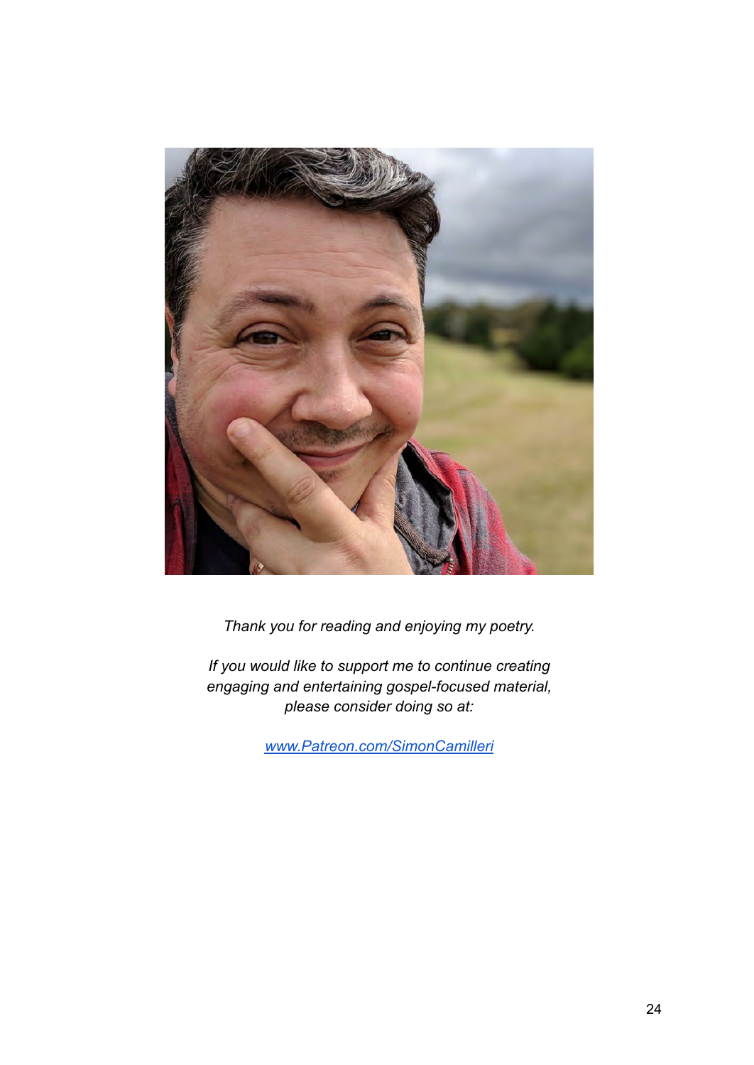*Thank you for reading and enjoying my poetry.*

*If you would like to support me to continue creating engaging and entertaining gospel-focused material, please consider doing so at:*

*[www.Patreon.com/SimonCamilleri](http://www.Patreon.com/SimonCamilleri)*